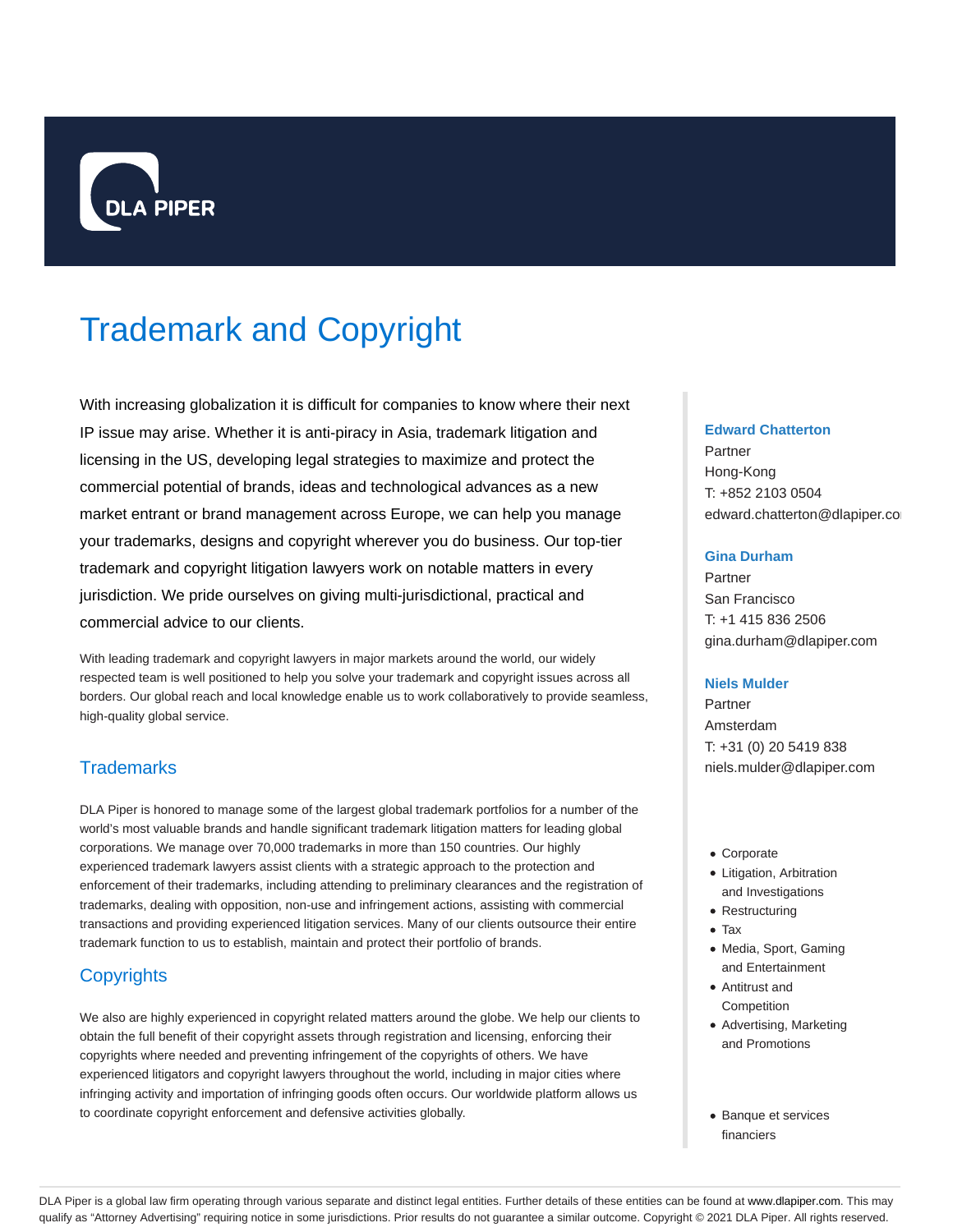DLA PIPER

# Trademark and Copyright

With increasing globalization it is difficult for companies to know where their next IP issue may arise. Whether it is anti-piracy in Asia, trademark litigation and licensing in the US, developing legal strategies to maximize and protect the commercial potential of brands, ideas and technological advances as a new market entrant or brand management across Europe, we can help you manage your trademarks, designs and copyright wherever you do business. Our top-tier trademark and copyright litigation lawyers work on notable matters in every jurisdiction. We pride ourselves on giving multi-jurisdictional, practical and commercial advice to our clients.

With leading trademark and copyright lawyers in major markets around the world, our widely respected team is well positioned to help you solve your trademark and copyright issues across all borders. Our global reach and local knowledge enable us to work collaboratively to provide seamless, high-quality global service.

## Trademarks

DLA Piper is honored to manage some of the largest global trademark portfolios for a number of the world's most valuable brands and handle significant trademark litigation matters for leading global corporations. We manage over 70,000 trademarks in more than 150 countries. Our highly experienced trademark lawyers assist clients with a strategic approach to the protection and enforcement of their trademarks, including attending to preliminary clearances and the registration of trademarks, dealing with opposition, non-use and infringement actions, assisting with commercial transactions and providing experienced litigation services. Many of our clients outsource their entire trademark function to us to establish, maintain and protect their portfolio of brands.

## Copyrights

We also are highly experienced in copyright related matters around the globe. We help our clients to obtain the full benefit of their copyright assets through registration and licensing, enforcing their copyrights where needed and preventing infringement of the copyrights of others. We have experienced litigators and copyright lawyers throughout the world, including in major cities where infringing activity and importation of infringing goods often occurs. Our worldwide platform allows us to coordinate copyright enforcement and defensive activities globally.

**Edward Chatterton**
Partner
Hong-Kong
T: +852 2103 0504
edward.chatterton@dlapiper.co

**Gina Durham**
Partner
San Francisco
T: +1 415 836 2506
gina.durham@dlapiper.com

**Niels Mulder**
Partner
Amsterdam
T: +31 (0) 20 5419 838
niels.mulder@dlapiper.com

- Corporate
- Litigation, Arbitration and Investigations
- Restructuring
- Tax
- Media, Sport, Gaming and Entertainment
- Antitrust and Competition
- Advertising, Marketing and Promotions

- Banque et services financiers

DLA Piper is a global law firm operating through various separate and distinct legal entities. Further details of these entities can be found at www.dlapiper.com. This may qualify as "Attorney Advertising" requiring notice in some jurisdictions. Prior results do not guarantee a similar outcome. Copyright © 2021 DLA Piper. All rights reserved.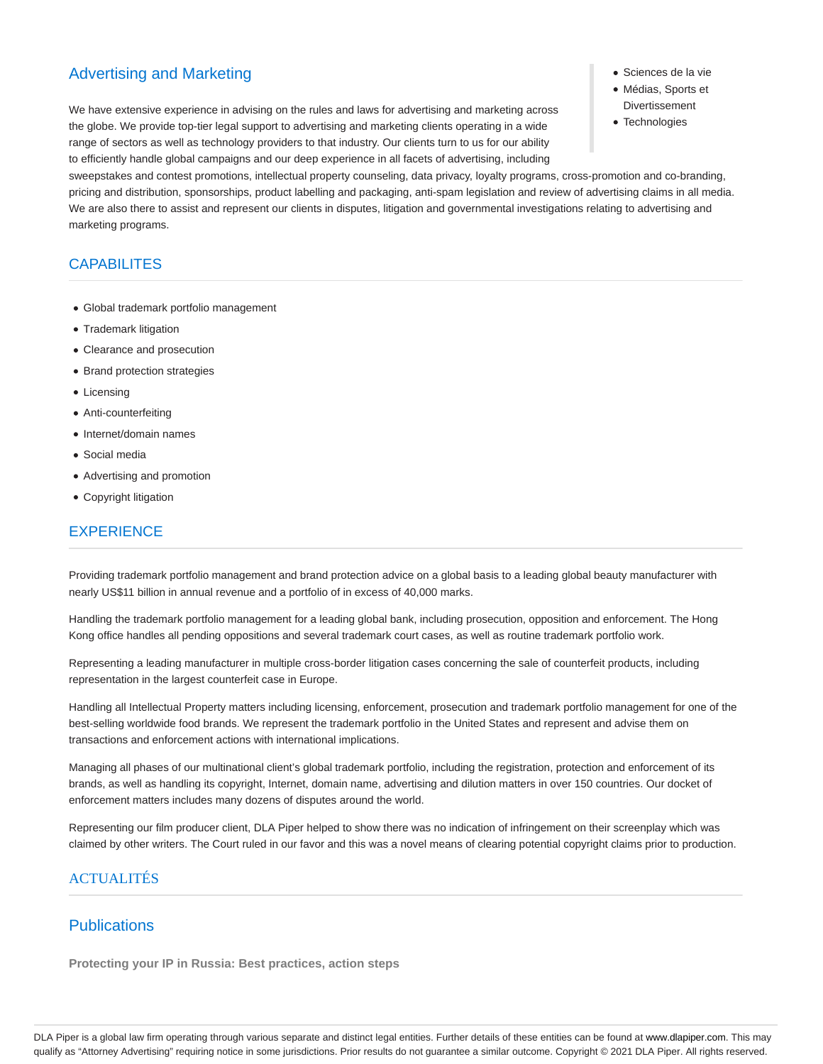- Sciences de la vie
- Médias, Sports et Divertissement
- Technologies

## Advertising and Marketing

We have extensive experience in advising on the rules and laws for advertising and marketing across the globe. We provide top-tier legal support to advertising and marketing clients operating in a wide range of sectors as well as technology providers to that industry. Our clients turn to us for our ability to efficiently handle global campaigns and our deep experience in all facets of advertising, including sweepstakes and contest promotions, intellectual property counseling, data privacy, loyalty programs, cross-promotion and co-branding, pricing and distribution, sponsorships, product labelling and packaging, anti-spam legislation and review of advertising claims in all media. We are also there to assist and represent our clients in disputes, litigation and governmental investigations relating to advertising and marketing programs.

## CAPABILITES

- Global trademark portfolio management
- Trademark litigation
- Clearance and prosecution
- Brand protection strategies
- Licensing
- Anti-counterfeiting
- Internet/domain names
- Social media
- Advertising and promotion
- Copyright litigation

## EXPERIENCE

Providing trademark portfolio management and brand protection advice on a global basis to a leading global beauty manufacturer with nearly US$11 billion in annual revenue and a portfolio of in excess of 40,000 marks.

Handling the trademark portfolio management for a leading global bank, including prosecution, opposition and enforcement. The Hong Kong office handles all pending oppositions and several trademark court cases, as well as routine trademark portfolio work.

Representing a leading manufacturer in multiple cross-border litigation cases concerning the sale of counterfeit products, including representation in the largest counterfeit case in Europe.

Handling all Intellectual Property matters including licensing, enforcement, prosecution and trademark portfolio management for one of the best-selling worldwide food brands. We represent the trademark portfolio in the United States and represent and advise them on transactions and enforcement actions with international implications.

Managing all phases of our multinational client's global trademark portfolio, including the registration, protection and enforcement of its brands, as well as handling its copyright, Internet, domain name, advertising and dilution matters in over 150 countries. Our docket of enforcement matters includes many dozens of disputes around the world.

Representing our film producer client, DLA Piper helped to show there was no indication of infringement on their screenplay which was claimed by other writers. The Court ruled in our favor and this was a novel means of clearing potential copyright claims prior to production.

## ACTUALITÉS

## Publications

**Protecting your IP in Russia: Best practices, action steps**

DLA Piper is a global law firm operating through various separate and distinct legal entities. Further details of these entities can be found at www.dlapiper.com. This may qualify as "Attorney Advertising" requiring notice in some jurisdictions. Prior results do not guarantee a similar outcome. Copyright © 2021 DLA Piper. All rights reserved.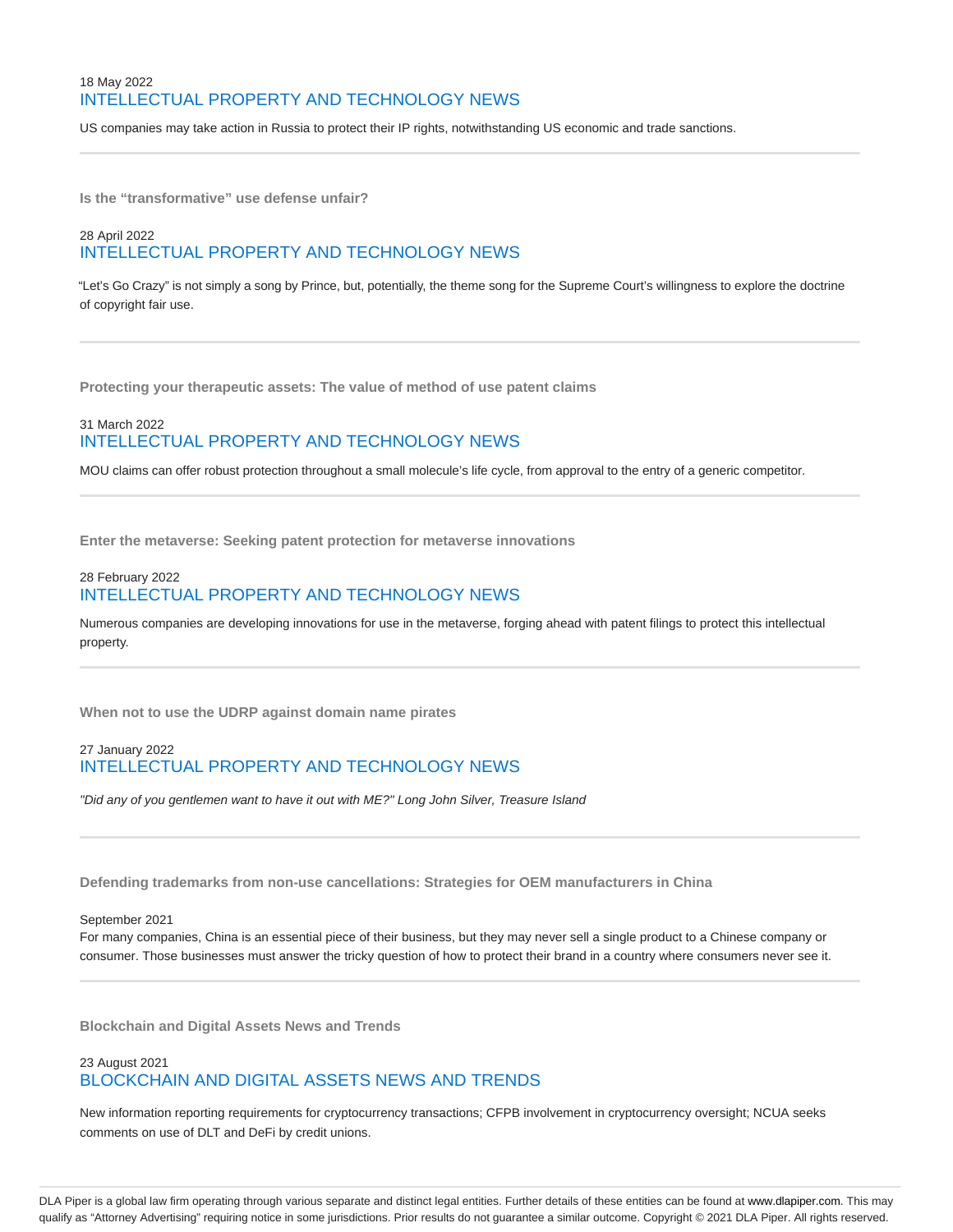18 May 2022

INTELLECTUAL PROPERTY AND TECHNOLOGY NEWS

US companies may take action in Russia to protect their IP rights, notwithstanding US economic and trade sanctions.

---

**Is the "transformative" use defense unfair?**

28 April 2022

INTELLECTUAL PROPERTY AND TECHNOLOGY NEWS

"Let's Go Crazy" is not simply a song by Prince, but, potentially, the theme song for the Supreme Court's willingness to explore the doctrine of copyright fair use.

---

**Protecting your therapeutic assets: The value of method of use patent claims**

31 March 2022

INTELLECTUAL PROPERTY AND TECHNOLOGY NEWS

MOU claims can offer robust protection throughout a small molecule's life cycle, from approval to the entry of a generic competitor.

---

**Enter the metaverse: Seeking patent protection for metaverse innovations**

28 February 2022

INTELLECTUAL PROPERTY AND TECHNOLOGY NEWS

Numerous companies are developing innovations for use in the metaverse, forging ahead with patent filings to protect this intellectual property.

---

**When not to use the UDRP against domain name pirates**

27 January 2022

INTELLECTUAL PROPERTY AND TECHNOLOGY NEWS

*"Did any of you gentlemen want to have it out with ME?" Long John Silver, Treasure Island*

---

**Defending trademarks from non-use cancellations: Strategies for OEM manufacturers in China**

September 2021

For many companies, China is an essential piece of their business, but they may never sell a single product to a Chinese company or consumer. Those businesses must answer the tricky question of how to protect their brand in a country where consumers never see it.

---

**Blockchain and Digital Assets News and Trends**

23 August 2021

BLOCKCHAIN AND DIGITAL ASSETS NEWS AND TRENDS

New information reporting requirements for cryptocurrency transactions; CFPB involvement in cryptocurrency oversight; NCUA seeks comments on use of DLT and DeFi by credit unions.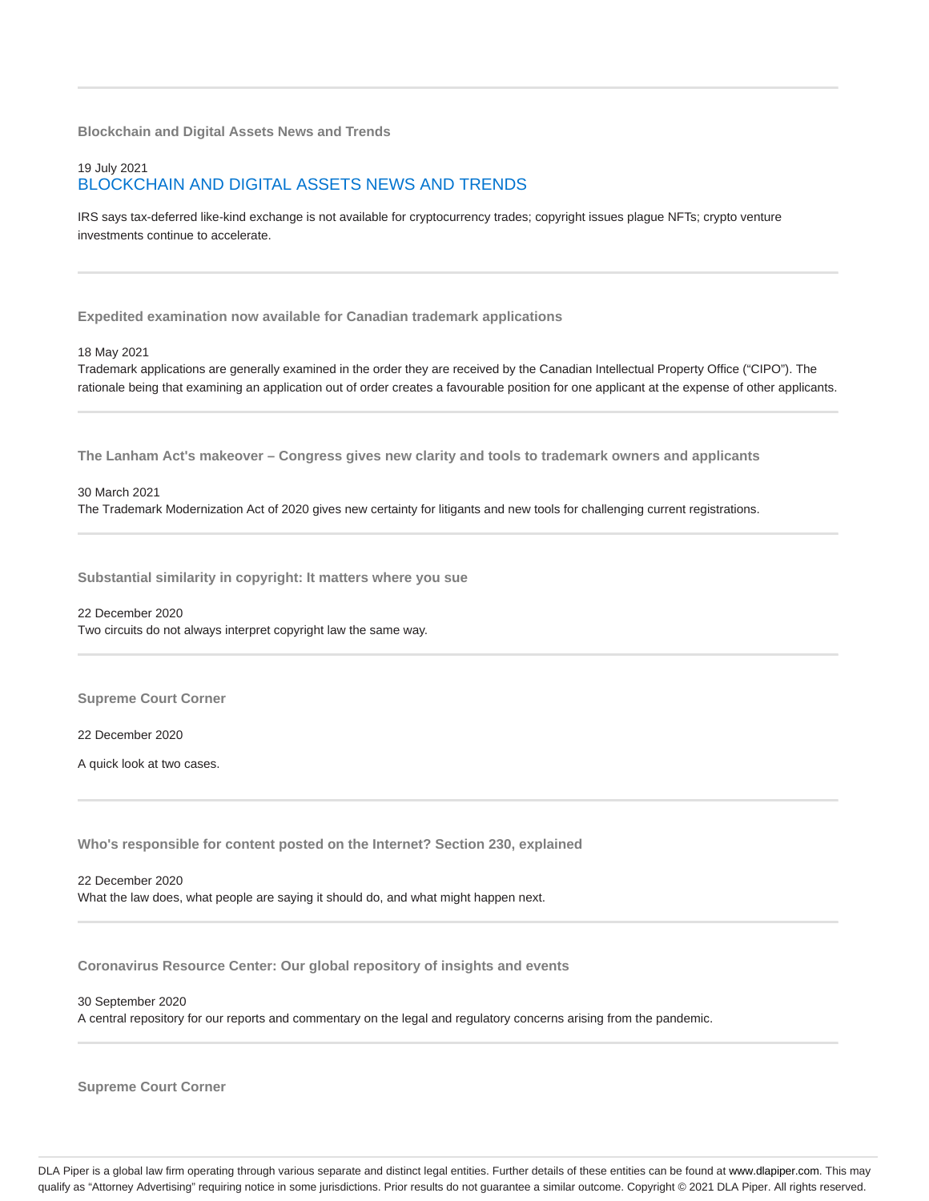**Blockchain and Digital Assets News and Trends**

19 July 2021

## BLOCKCHAIN AND DIGITAL ASSETS NEWS AND TRENDS

IRS says tax-deferred like-kind exchange is not available for cryptocurrency trades; copyright issues plague NFTs; crypto venture investments continue to accelerate.

---

**Expedited examination now available for Canadian trademark applications**

18 May 2021

Trademark applications are generally examined in the order they are received by the Canadian Intellectual Property Office ("CIPO"). The rationale being that examining an application out of order creates a favourable position for one applicant at the expense of other applicants.

---

**The Lanham Act's makeover – Congress gives new clarity and tools to trademark owners and applicants**

30 March 2021

The Trademark Modernization Act of 2020 gives new certainty for litigants and new tools for challenging current registrations.

---

**Substantial similarity in copyright: It matters where you sue**

22 December 2020

Two circuits do not always interpret copyright law the same way.

---

**Supreme Court Corner**

22 December 2020

A quick look at two cases.

---

**Who's responsible for content posted on the Internet? Section 230, explained**

22 December 2020

What the law does, what people are saying it should do, and what might happen next.

---

**Coronavirus Resource Center: Our global repository of insights and events**

30 September 2020

A central repository for our reports and commentary on the legal and regulatory concerns arising from the pandemic.

---

**Supreme Court Corner**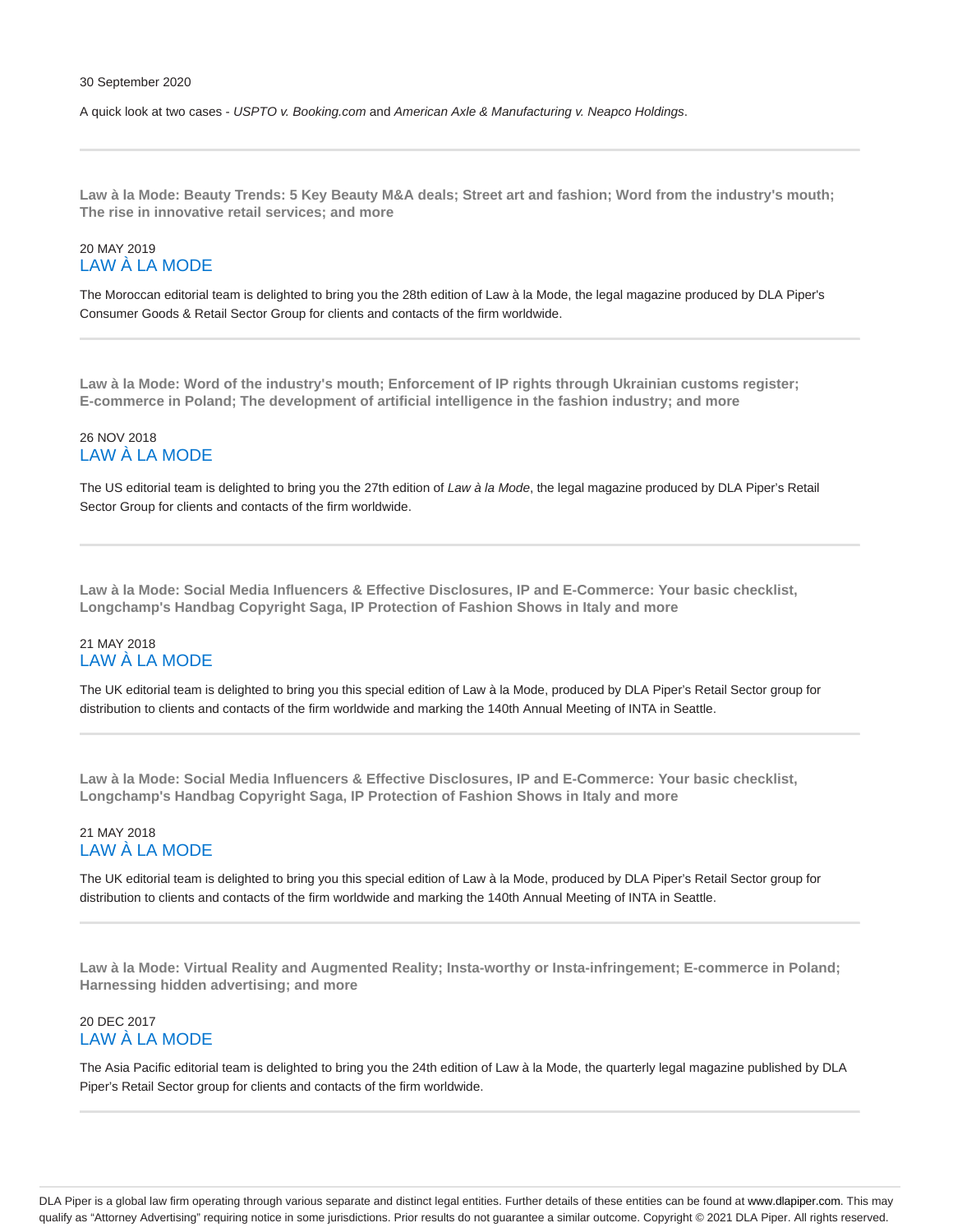30 September 2020

A quick look at two cases - *USPTO v. Booking.com* and *American Axle & Manufacturing v. Neapco Holdings*.

---

**Law à la Mode: Beauty Trends: 5 Key Beauty M&A deals; Street art and fashion; Word from the industry's mouth; The rise in innovative retail services; and more**

20 MAY 2019
LAW À LA MODE

The Moroccan editorial team is delighted to bring you the 28th edition of Law à la Mode, the legal magazine produced by DLA Piper's Consumer Goods & Retail Sector Group for clients and contacts of the firm worldwide.

---

**Law à la Mode: Word of the industry's mouth; Enforcement of IP rights through Ukrainian customs register; E-commerce in Poland; The development of artificial intelligence in the fashion industry; and more**

26 NOV 2018
LAW À LA MODE

The US editorial team is delighted to bring you the 27th edition of *Law à la Mode*, the legal magazine produced by DLA Piper's Retail Sector Group for clients and contacts of the firm worldwide.

---

**Law à la Mode: Social Media Influencers & Effective Disclosures, IP and E-Commerce: Your basic checklist, Longchamp's Handbag Copyright Saga, IP Protection of Fashion Shows in Italy and more**

21 MAY 2018
LAW À LA MODE

The UK editorial team is delighted to bring you this special edition of Law à la Mode, produced by DLA Piper's Retail Sector group for distribution to clients and contacts of the firm worldwide and marking the 140th Annual Meeting of INTA in Seattle.

---

**Law à la Mode: Social Media Influencers & Effective Disclosures, IP and E-Commerce: Your basic checklist, Longchamp's Handbag Copyright Saga, IP Protection of Fashion Shows in Italy and more**

21 MAY 2018
LAW À LA MODE

The UK editorial team is delighted to bring you this special edition of Law à la Mode, produced by DLA Piper's Retail Sector group for distribution to clients and contacts of the firm worldwide and marking the 140th Annual Meeting of INTA in Seattle.

---

**Law à la Mode: Virtual Reality and Augmented Reality; Insta-worthy or Insta-infringement; E-commerce in Poland; Harnessing hidden advertising; and more**

20 DEC 2017
LAW À LA MODE

The Asia Pacific editorial team is delighted to bring you the 24th edition of Law à la Mode, the quarterly legal magazine published by DLA Piper's Retail Sector group for clients and contacts of the firm worldwide.

---

DLA Piper is a global law firm operating through various separate and distinct legal entities. Further details of these entities can be found at www.dlapiper.com. This may qualify as "Attorney Advertising" requiring notice in some jurisdictions. Prior results do not guarantee a similar outcome. Copyright © 2021 DLA Piper. All rights reserved.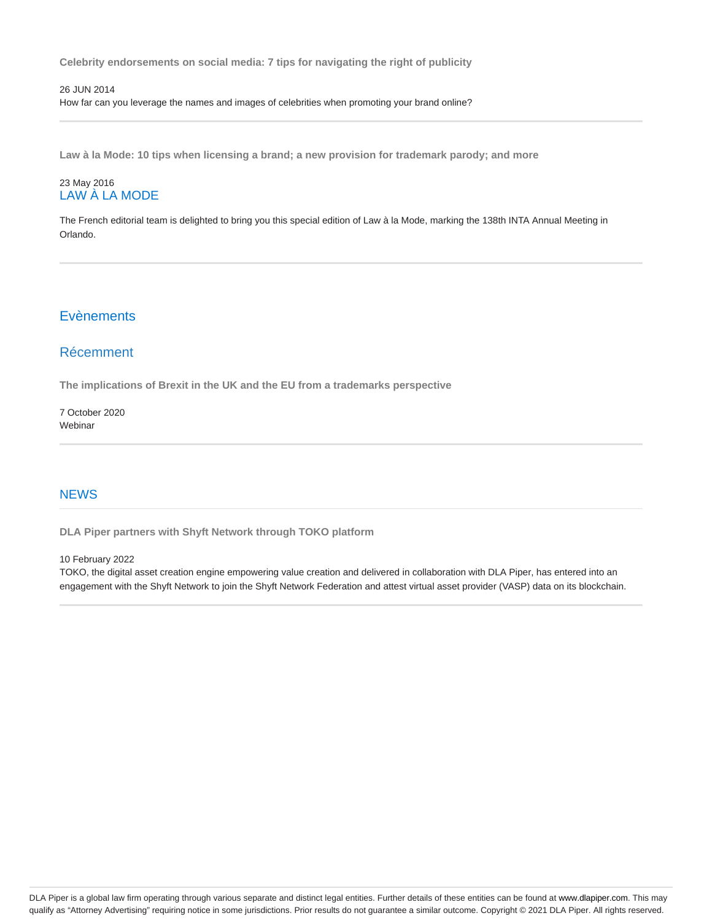**Celebrity endorsements on social media: 7 tips for navigating the right of publicity**

26 JUN 2014

How far can you leverage the names and images of celebrities when promoting your brand online?

---

**Law à la Mode: 10 tips when licensing a brand; a new provision for trademark parody; and more**

23 May 2016

LAW À LA MODE

The French editorial team is delighted to bring you this special edition of Law à la Mode, marking the 138th INTA Annual Meeting in Orlando.

---

## Evènements

## Récemment

**The implications of Brexit in the UK and the EU from a trademarks perspective**

7 October 2020

Webinar

---

## NEWS

**DLA Piper partners with Shyft Network through TOKO platform**

10 February 2022

TOKO, the digital asset creation engine empowering value creation and delivered in collaboration with DLA Piper, has entered into an engagement with the Shyft Network to join the Shyft Network Federation and attest virtual asset provider (VASP) data on its blockchain.

---

DLA Piper is a global law firm operating through various separate and distinct legal entities. Further details of these entities can be found at www.dlapiper.com. This may qualify as "Attorney Advertising" requiring notice in some jurisdictions. Prior results do not guarantee a similar outcome. Copyright © 2021 DLA Piper. All rights reserved.